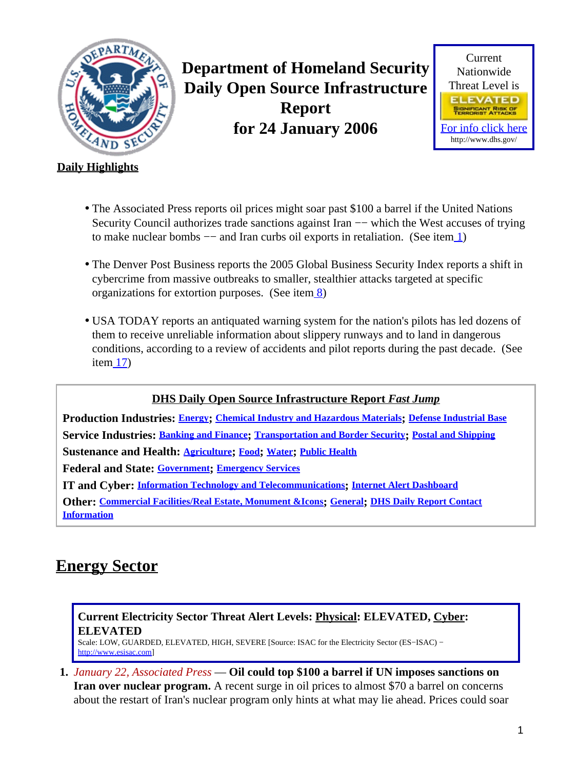# Department of Homeland Security Daily Open Source Infrastructure Report for 24 January 2006

Current Nationwide Threat Level is

ELEVATED
SIGNIFICANT RISK OF TERRORIST ATTACKS

For info click here
http://www.dhs.gov/

**Daily Highlights**

- The Associated Press reports oil prices might soar past $100 a barrel if the United Nations Security Council authorizes trade sanctions against Iran −− which the West accuses of trying to make nuclear bombs −− and Iran curbs oil exports in retaliation. (See item 1)
- The Denver Post Business reports the 2005 Global Business Security Index reports a shift in cybercrime from massive outbreaks to smaller, stealthier attacks targeted at specific organizations for extortion purposes. (See item 8)
- USA TODAY reports an antiquated warning system for the nation's pilots has led dozens of them to receive unreliable information about slippery runways and to land in dangerous conditions, according to a review of accidents and pilot reports during the past decade. (See item 17)

**DHS Daily Open Source Infrastructure Report *Fast Jump***

**Production Industries:** Energy; Chemical Industry and Hazardous Materials; Defense Industrial Base
**Service Industries:** Banking and Finance; Transportation and Border Security; Postal and Shipping
**Sustenance and Health:** Agriculture; Food; Water; Public Health
**Federal and State:** Government; Emergency Services
**IT and Cyber:** Information Technology and Telecommunications; Internet Alert Dashboard
**Other:** Commercial Facilities/Real Estate, Monument &Icons; General; DHS Daily Report Contact Information

## Energy Sector

**Current Electricity Sector Threat Alert Levels: Physical: ELEVATED, Cyber: ELEVATED**
Scale: LOW, GUARDED, ELEVATED, HIGH, SEVERE [Source: ISAC for the Electricity Sector (ES−ISAC) − http://www.esisac.com]

1. *January 22, Associated Press* — **Oil could top $100 a barrel if UN imposes sanctions on Iran over nuclear program.** A recent surge in oil prices to almost $70 a barrel on concerns about the restart of Iran's nuclear program only hints at what may lie ahead. Prices could soar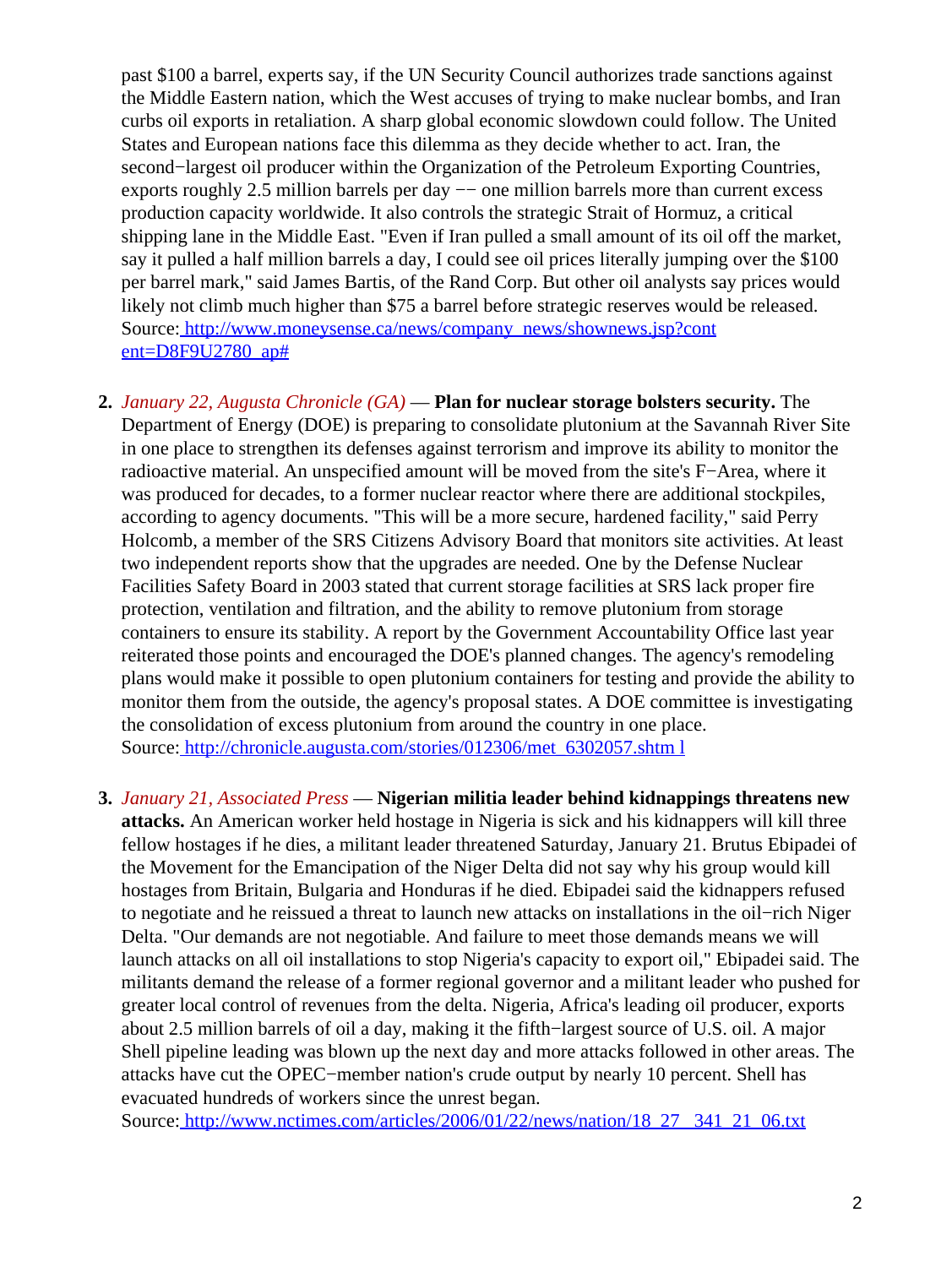past $100 a barrel, experts say, if the UN Security Council authorizes trade sanctions against the Middle Eastern nation, which the West accuses of trying to make nuclear bombs, and Iran curbs oil exports in retaliation. A sharp global economic slowdown could follow. The United States and European nations face this dilemma as they decide whether to act. Iran, the second−largest oil producer within the Organization of the Petroleum Exporting Countries, exports roughly 2.5 million barrels per day −− one million barrels more than current excess production capacity worldwide. It also controls the strategic Strait of Hormuz, a critical shipping lane in the Middle East. "Even if Iran pulled a small amount of its oil off the market, say it pulled a half million barrels a day, I could see oil prices literally jumping over the $100 per barrel mark," said James Bartis, of the Rand Corp. But other oil analysts say prices would likely not climb much higher than $75 a barrel before strategic reserves would be released.
Source: http://www.moneysense.ca/news/company_news/shownews.jsp?content=D8F9U2780_ap#

2. *January 22, Augusta Chronicle (GA)* — **Plan for nuclear storage bolsters security.** The Department of Energy (DOE) is preparing to consolidate plutonium at the Savannah River Site in one place to strengthen its defenses against terrorism and improve its ability to monitor the radioactive material. An unspecified amount will be moved from the site's F−Area, where it was produced for decades, to a former nuclear reactor where there are additional stockpiles, according to agency documents. "This will be a more secure, hardened facility," said Perry Holcomb, a member of the SRS Citizens Advisory Board that monitors site activities. At least two independent reports show that the upgrades are needed. One by the Defense Nuclear Facilities Safety Board in 2003 stated that current storage facilities at SRS lack proper fire protection, ventilation and filtration, and the ability to remove plutonium from storage containers to ensure its stability. A report by the Government Accountability Office last year reiterated those points and encouraged the DOE's planned changes. The agency's remodeling plans would make it possible to open plutonium containers for testing and provide the ability to monitor them from the outside, the agency's proposal states. A DOE committee is investigating the consolidation of excess plutonium from around the country in one place.
Source: http://chronicle.augusta.com/stories/012306/met_6302057.shtml

3. *January 21, Associated Press* — **Nigerian militia leader behind kidnappings threatens new attacks.** An American worker held hostage in Nigeria is sick and his kidnappers will kill three fellow hostages if he dies, a militant leader threatened Saturday, January 21. Brutus Ebipadei of the Movement for the Emancipation of the Niger Delta did not say why his group would kill hostages from Britain, Bulgaria and Honduras if he died. Ebipadei said the kidnappers refused to negotiate and he reissued a threat to launch new attacks on installations in the oil−rich Niger Delta. "Our demands are not negotiable. And failure to meet those demands means we will launch attacks on all oil installations to stop Nigeria's capacity to export oil," Ebipadei said. The militants demand the release of a former regional governor and a militant leader who pushed for greater local control of revenues from the delta. Nigeria, Africa's leading oil producer, exports about 2.5 million barrels of oil a day, making it the fifth−largest source of U.S. oil. A major Shell pipeline leading was blown up the next day and more attacks followed in other areas. The attacks have cut the OPEC−member nation's crude output by nearly 10 percent. Shell has evacuated hundreds of workers since the unrest began.
Source: http://www.nctimes.com/articles/2006/01/22/news/nation/18_27__341_21_06.txt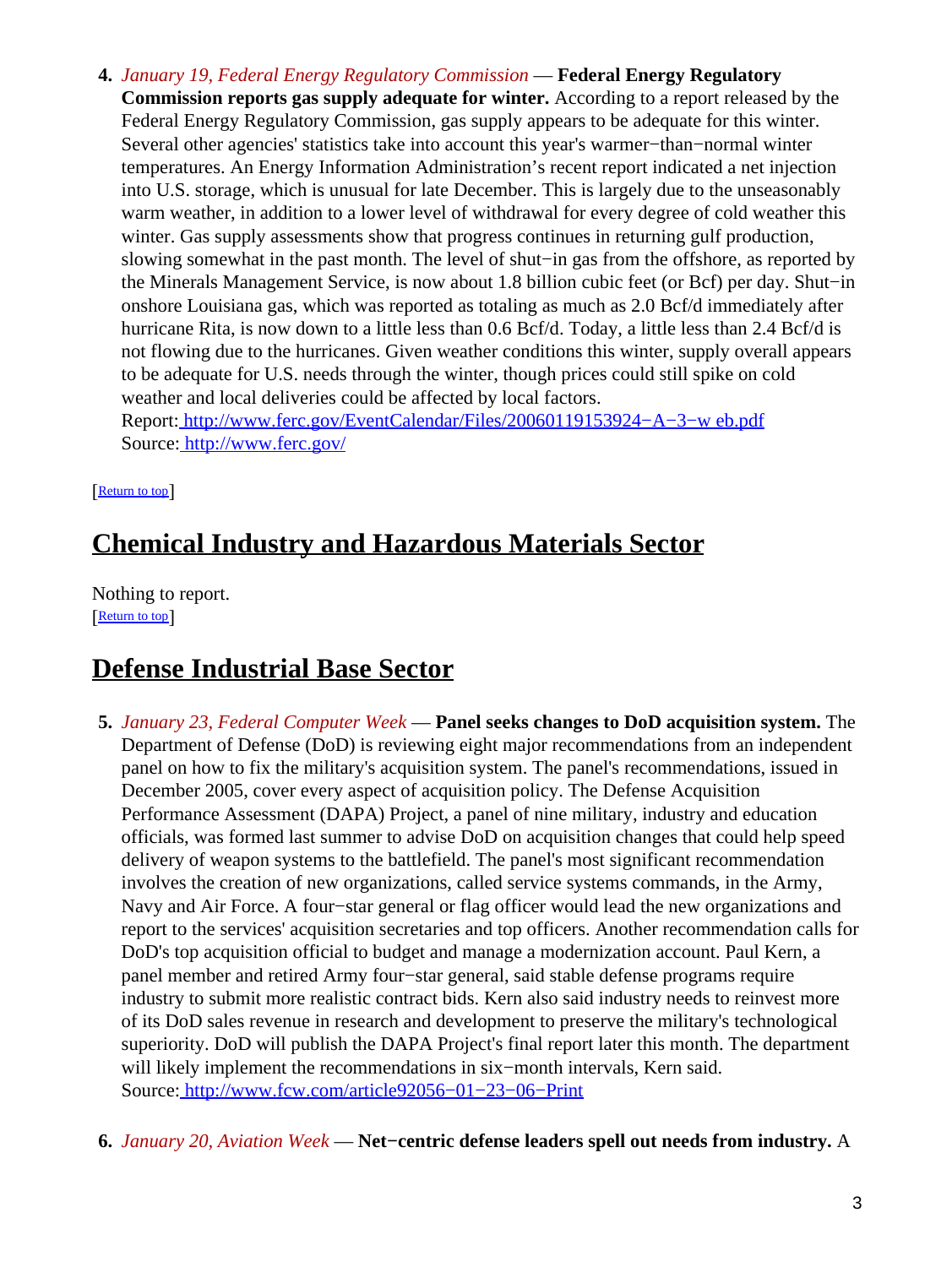4. *January 19, Federal Energy Regulatory Commission* — **Federal Energy Regulatory Commission reports gas supply adequate for winter.** According to a report released by the Federal Energy Regulatory Commission, gas supply appears to be adequate for this winter. Several other agencies' statistics take into account this year's warmer−than−normal winter temperatures. An Energy Information Administration's recent report indicated a net injection into U.S. storage, which is unusual for late December. This is largely due to the unseasonably warm weather, in addition to a lower level of withdrawal for every degree of cold weather this winter. Gas supply assessments show that progress continues in returning gulf production, slowing somewhat in the past month. The level of shut−in gas from the offshore, as reported by the Minerals Management Service, is now about 1.8 billion cubic feet (or Bcf) per day. Shut−in onshore Louisiana gas, which was reported as totaling as much as 2.0 Bcf/d immediately after hurricane Rita, is now down to a little less than 0.6 Bcf/d. Today, a little less than 2.4 Bcf/d is not flowing due to the hurricanes. Given weather conditions this winter, supply overall appears to be adequate for U.S. needs through the winter, though prices could still spike on cold weather and local deliveries could be affected by local factors.
   Report: http://www.ferc.gov/EventCalendar/Files/20060119153924−A−3−w eb.pdf
   Source: http://www.ferc.gov/

[Return to top]

## Chemical Industry and Hazardous Materials Sector

Nothing to report.
[Return to top]

## Defense Industrial Base Sector

5. *January 23, Federal Computer Week* — **Panel seeks changes to DoD acquisition system.** The Department of Defense (DoD) is reviewing eight major recommendations from an independent panel on how to fix the military's acquisition system. The panel's recommendations, issued in December 2005, cover every aspect of acquisition policy. The Defense Acquisition Performance Assessment (DAPA) Project, a panel of nine military, industry and education officials, was formed last summer to advise DoD on acquisition changes that could help speed delivery of weapon systems to the battlefield. The panel's most significant recommendation involves the creation of new organizations, called service systems commands, in the Army, Navy and Air Force. A four−star general or flag officer would lead the new organizations and report to the services' acquisition secretaries and top officers. Another recommendation calls for DoD's top acquisition official to budget and manage a modernization account. Paul Kern, a panel member and retired Army four−star general, said stable defense programs require industry to submit more realistic contract bids. Kern also said industry needs to reinvest more of its DoD sales revenue in research and development to preserve the military's technological superiority. DoD will publish the DAPA Project's final report later this month. The department will likely implement the recommendations in six−month intervals, Kern said.
   Source: http://www.fcw.com/article92056−01−23−06−Print

6. *January 20, Aviation Week* — **Net−centric defense leaders spell out needs from industry.** A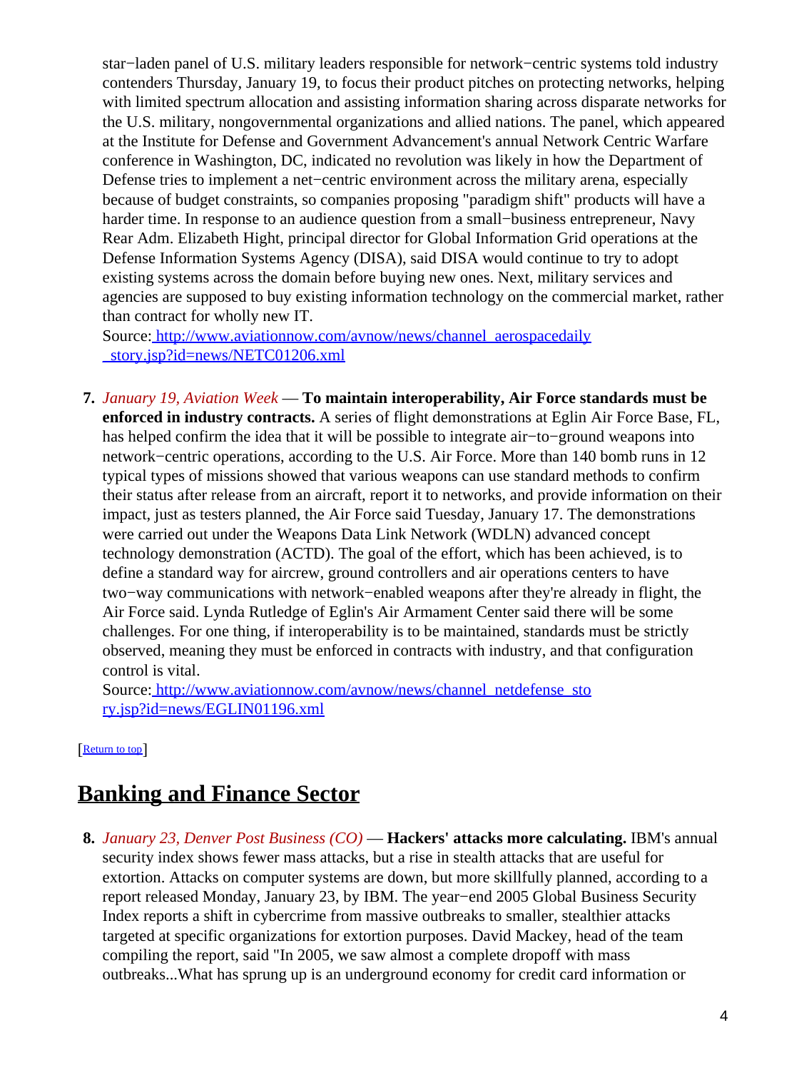star−laden panel of U.S. military leaders responsible for network−centric systems told industry contenders Thursday, January 19, to focus their product pitches on protecting networks, helping with limited spectrum allocation and assisting information sharing across disparate networks for the U.S. military, nongovernmental organizations and allied nations. The panel, which appeared at the Institute for Defense and Government Advancement's annual Network Centric Warfare conference in Washington, DC, indicated no revolution was likely in how the Department of Defense tries to implement a net−centric environment across the military arena, especially because of budget constraints, so companies proposing "paradigm shift" products will have a harder time. In response to an audience question from a small−business entrepreneur, Navy Rear Adm. Elizabeth Hight, principal director for Global Information Grid operations at the Defense Information Systems Agency (DISA), said DISA would continue to try to adopt existing systems across the domain before buying new ones. Next, military services and agencies are supposed to buy existing information technology on the commercial market, rather than contract for wholly new IT.
Source: [http://www.aviationnow.com/avnow/news/channel_aerospacedaily_story.jsp?id=news/NETC01206.xml](http://www.aviationnow.com/avnow/news/channel_aerospacedaily_story.jsp?id=news/NETC01206.xml)

7. *January 19, Aviation Week* — **To maintain interoperability, Air Force standards must be enforced in industry contracts.** A series of flight demonstrations at Eglin Air Force Base, FL, has helped confirm the idea that it will be possible to integrate air−to−ground weapons into network−centric operations, according to the U.S. Air Force. More than 140 bomb runs in 12 typical types of missions showed that various weapons can use standard methods to confirm their status after release from an aircraft, report it to networks, and provide information on their impact, just as testers planned, the Air Force said Tuesday, January 17. The demonstrations were carried out under the Weapons Data Link Network (WDLN) advanced concept technology demonstration (ACTD). The goal of the effort, which has been achieved, is to define a standard way for aircrew, ground controllers and air operations centers to have two−way communications with network−enabled weapons after they're already in flight, the Air Force said. Lynda Rutledge of Eglin's Air Armament Center said there will be some challenges. For one thing, if interoperability is to be maintained, standards must be strictly observed, meaning they must be enforced in contracts with industry, and that configuration control is vital.
Source: [http://www.aviationnow.com/avnow/news/channel_netdefense_story.jsp?id=news/EGLIN01196.xml](http://www.aviationnow.com/avnow/news/channel_netdefense_story.jsp?id=news/EGLIN01196.xml)

[Return to top]

## Banking and Finance Sector

8. *January 23, Denver Post Business (CO)* — **Hackers' attacks more calculating.** IBM's annual security index shows fewer mass attacks, but a rise in stealth attacks that are useful for extortion. Attacks on computer systems are down, but more skillfully planned, according to a report released Monday, January 23, by IBM. The year−end 2005 Global Business Security Index reports a shift in cybercrime from massive outbreaks to smaller, stealthier attacks targeted at specific organizations for extortion purposes. David Mackey, head of the team compiling the report, said "In 2005, we saw almost a complete dropoff with mass outbreaks...What has sprung up is an underground economy for credit card information or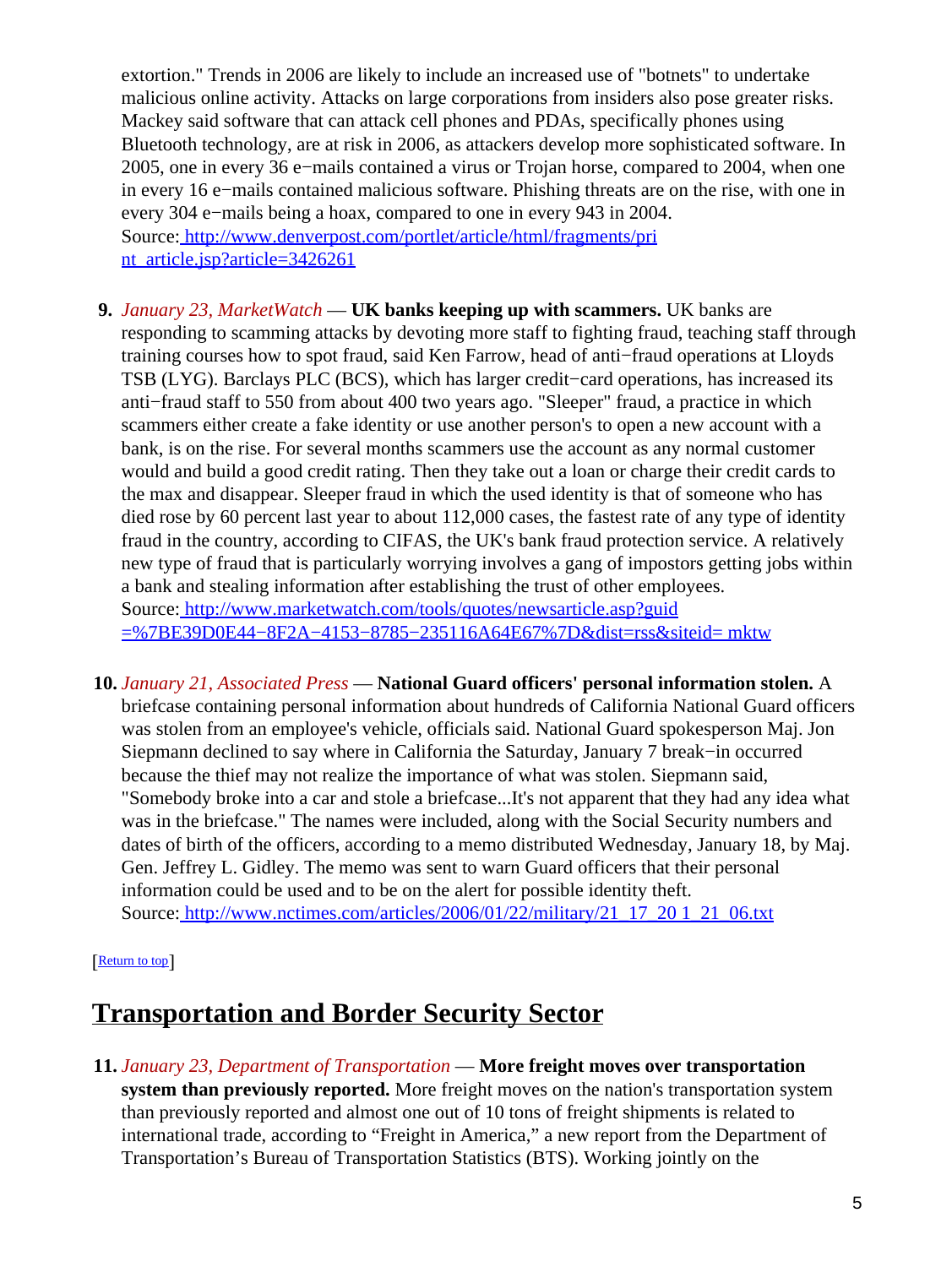extortion." Trends in 2006 are likely to include an increased use of "botnets" to undertake malicious online activity. Attacks on large corporations from insiders also pose greater risks. Mackey said software that can attack cell phones and PDAs, specifically phones using Bluetooth technology, are at risk in 2006, as attackers develop more sophisticated software. In 2005, one in every 36 e−mails contained a virus or Trojan horse, compared to 2004, when one in every 16 e−mails contained malicious software. Phishing threats are on the rise, with one in every 304 e−mails being a hoax, compared to one in every 943 in 2004.
Source: http://www.denverpost.com/portlet/article/html/fragments/print_article.jsp?article=3426261

9. *January 23, MarketWatch* — **UK banks keeping up with scammers.** UK banks are responding to scamming attacks by devoting more staff to fighting fraud, teaching staff through training courses how to spot fraud, said Ken Farrow, head of anti−fraud operations at Lloyds TSB (LYG). Barclays PLC (BCS), which has larger credit−card operations, has increased its anti−fraud staff to 550 from about 400 two years ago. "Sleeper" fraud, a practice in which scammers either create a fake identity or use another person's to open a new account with a bank, is on the rise. For several months scammers use the account as any normal customer would and build a good credit rating. Then they take out a loan or charge their credit cards to the max and disappear. Sleeper fraud in which the used identity is that of someone who has died rose by 60 percent last year to about 112,000 cases, the fastest rate of any type of identity fraud in the country, according to CIFAS, the UK's bank fraud protection service. A relatively new type of fraud that is particularly worrying involves a gang of impostors getting jobs within a bank and stealing information after establishing the trust of other employees.
Source: http://www.marketwatch.com/tools/quotes/newsarticle.asp?guid=%7BE39D0E44−8F2A−4153−8785−235116A64E67%7D&dist=rss&siteid=mktw

10. *January 21, Associated Press* — **National Guard officers' personal information stolen.** A briefcase containing personal information about hundreds of California National Guard officers was stolen from an employee's vehicle, officials said. National Guard spokesperson Maj. Jon Siepmann declined to say where in California the Saturday, January 7 break−in occurred because the thief may not realize the importance of what was stolen. Siepmann said, "Somebody broke into a car and stole a briefcase...It's not apparent that they had any idea what was in the briefcase." The names were included, along with the Social Security numbers and dates of birth of the officers, according to a memo distributed Wednesday, January 18, by Maj. Gen. Jeffrey L. Gidley. The memo was sent to warn Guard officers that their personal information could be used and to be on the alert for possible identity theft.
Source: http://www.nctimes.com/articles/2006/01/22/military/21_17_201_21_06.txt

[Return to top]

## Transportation and Border Security Sector

11. *January 23, Department of Transportation* — **More freight moves over transportation system than previously reported.** More freight moves on the nation's transportation system than previously reported and almost one out of 10 tons of freight shipments is related to international trade, according to "Freight in America," a new report from the Department of Transportation's Bureau of Transportation Statistics (BTS). Working jointly on the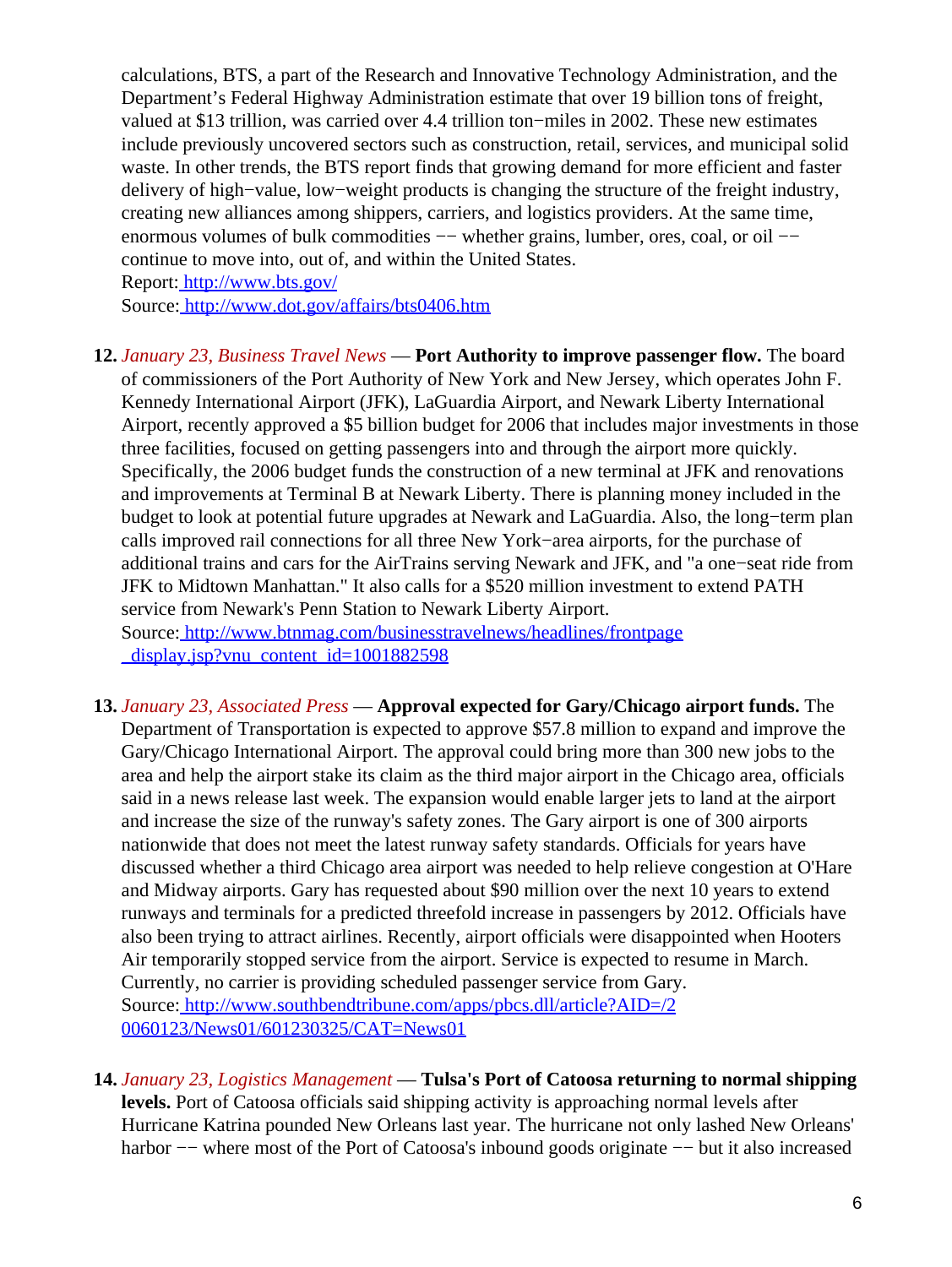calculations, BTS, a part of the Research and Innovative Technology Administration, and the Department's Federal Highway Administration estimate that over 19 billion tons of freight, valued at $13 trillion, was carried over 4.4 trillion ton−miles in 2002. These new estimates include previously uncovered sectors such as construction, retail, services, and municipal solid waste. In other trends, the BTS report finds that growing demand for more efficient and faster delivery of high−value, low−weight products is changing the structure of the freight industry, creating new alliances among shippers, carriers, and logistics providers. At the same time, enormous volumes of bulk commodities −− whether grains, lumber, ores, coal, or oil −− continue to move into, out of, and within the United States.
Report: http://www.bts.gov/
Source: http://www.dot.gov/affairs/bts0406.htm

12. *January 23, Business Travel News* — **Port Authority to improve passenger flow.** The board of commissioners of the Port Authority of New York and New Jersey, which operates John F. Kennedy International Airport (JFK), LaGuardia Airport, and Newark Liberty International Airport, recently approved a $5 billion budget for 2006 that includes major investments in those three facilities, focused on getting passengers into and through the airport more quickly. Specifically, the 2006 budget funds the construction of a new terminal at JFK and renovations and improvements at Terminal B at Newark Liberty. There is planning money included in the budget to look at potential future upgrades at Newark and LaGuardia. Also, the long−term plan calls improved rail connections for all three New York−area airports, for the purchase of additional trains and cars for the AirTrains serving Newark and JFK, and "a one−seat ride from JFK to Midtown Manhattan." It also calls for a $520 million investment to extend PATH service from Newark's Penn Station to Newark Liberty Airport.
Source: http://www.btnmag.com/businesstravelnews/headlines/frontpage_display.jsp?vnu_content_id=1001882598

13. *January 23, Associated Press* — **Approval expected for Gary/Chicago airport funds.** The Department of Transportation is expected to approve $57.8 million to expand and improve the Gary/Chicago International Airport. The approval could bring more than 300 new jobs to the area and help the airport stake its claim as the third major airport in the Chicago area, officials said in a news release last week. The expansion would enable larger jets to land at the airport and increase the size of the runway's safety zones. The Gary airport is one of 300 airports nationwide that does not meet the latest runway safety standards. Officials for years have discussed whether a third Chicago area airport was needed to help relieve congestion at O'Hare and Midway airports. Gary has requested about $90 million over the next 10 years to extend runways and terminals for a predicted threefold increase in passengers by 2012. Officials have also been trying to attract airlines. Recently, airport officials were disappointed when Hooters Air temporarily stopped service from the airport. Service is expected to resume in March. Currently, no carrier is providing scheduled passenger service from Gary.
Source: http://www.southbendtribune.com/apps/pbcs.dll/article?AID=/20060123/News01/601230325/CAT=News01

14. *January 23, Logistics Management* — **Tulsa's Port of Catoosa returning to normal shipping levels.** Port of Catoosa officials said shipping activity is approaching normal levels after Hurricane Katrina pounded New Orleans last year. The hurricane not only lashed New Orleans' harbor −− where most of the Port of Catoosa's inbound goods originate −− but it also increased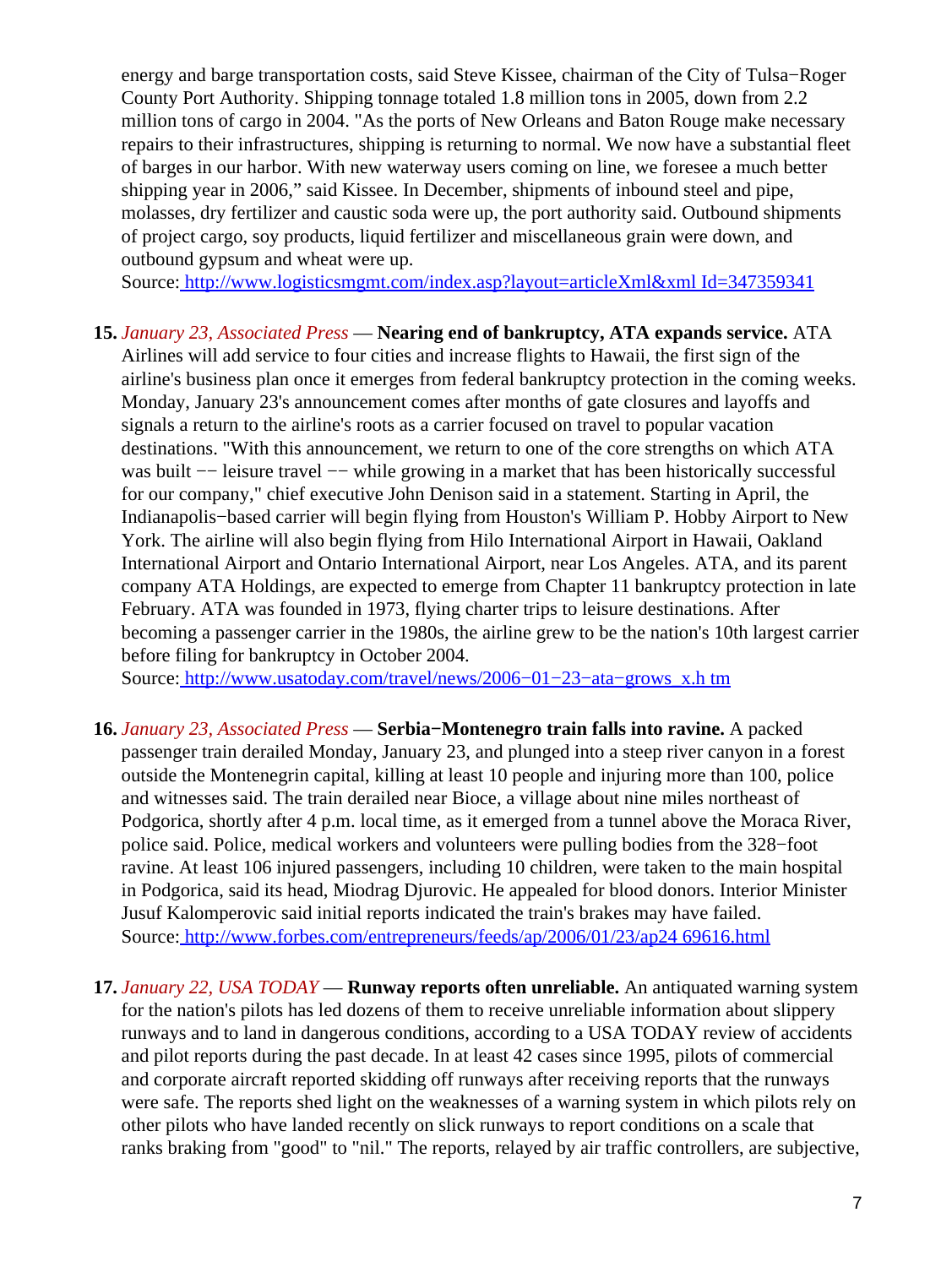energy and barge transportation costs, said Steve Kissee, chairman of the City of Tulsa−Roger County Port Authority. Shipping tonnage totaled 1.8 million tons in 2005, down from 2.2 million tons of cargo in 2004. "As the ports of New Orleans and Baton Rouge make necessary repairs to their infrastructures, shipping is returning to normal. We now have a substantial fleet of barges in our harbor. With new waterway users coming on line, we foresee a much better shipping year in 2006," said Kissee. In December, shipments of inbound steel and pipe, molasses, dry fertilizer and caustic soda were up, the port authority said. Outbound shipments of project cargo, soy products, liquid fertilizer and miscellaneous grain were down, and outbound gypsum and wheat were up.
Source: http://www.logisticsmgmt.com/index.asp?layout=articleXml&xml Id=347359341

15. *January 23, Associated Press* — **Nearing end of bankruptcy, ATA expands service.** ATA Airlines will add service to four cities and increase flights to Hawaii, the first sign of the airline's business plan once it emerges from federal bankruptcy protection in the coming weeks. Monday, January 23's announcement comes after months of gate closures and layoffs and signals a return to the airline's roots as a carrier focused on travel to popular vacation destinations. "With this announcement, we return to one of the core strengths on which ATA was built −− leisure travel −− while growing in a market that has been historically successful for our company," chief executive John Denison said in a statement. Starting in April, the Indianapolis−based carrier will begin flying from Houston's William P. Hobby Airport to New York. The airline will also begin flying from Hilo International Airport in Hawaii, Oakland International Airport and Ontario International Airport, near Los Angeles. ATA, and its parent company ATA Holdings, are expected to emerge from Chapter 11 bankruptcy protection in late February. ATA was founded in 1973, flying charter trips to leisure destinations. After becoming a passenger carrier in the 1980s, the airline grew to be the nation's 10th largest carrier before filing for bankruptcy in October 2004.
Source: http://www.usatoday.com/travel/news/2006−01−23−ata−grows_x.h tm

16. *January 23, Associated Press* — **Serbia−Montenegro train falls into ravine.** A packed passenger train derailed Monday, January 23, and plunged into a steep river canyon in a forest outside the Montenegrin capital, killing at least 10 people and injuring more than 100, police and witnesses said. The train derailed near Bioce, a village about nine miles northeast of Podgorica, shortly after 4 p.m. local time, as it emerged from a tunnel above the Moraca River, police said. Police, medical workers and volunteers were pulling bodies from the 328−foot ravine. At least 106 injured passengers, including 10 children, were taken to the main hospital in Podgorica, said its head, Miodrag Djurovic. He appealed for blood donors. Interior Minister Jusuf Kalomperovic said initial reports indicated the train's brakes may have failed.
Source: http://www.forbes.com/entrepreneurs/feeds/ap/2006/01/23/ap24 69616.html

17. *January 22, USA TODAY* — **Runway reports often unreliable.** An antiquated warning system for the nation's pilots has led dozens of them to receive unreliable information about slippery runways and to land in dangerous conditions, according to a USA TODAY review of accidents and pilot reports during the past decade. In at least 42 cases since 1995, pilots of commercial and corporate aircraft reported skidding off runways after receiving reports that the runways were safe. The reports shed light on the weaknesses of a warning system in which pilots rely on other pilots who have landed recently on slick runways to report conditions on a scale that ranks braking from "good" to "nil." The reports, relayed by air traffic controllers, are subjective,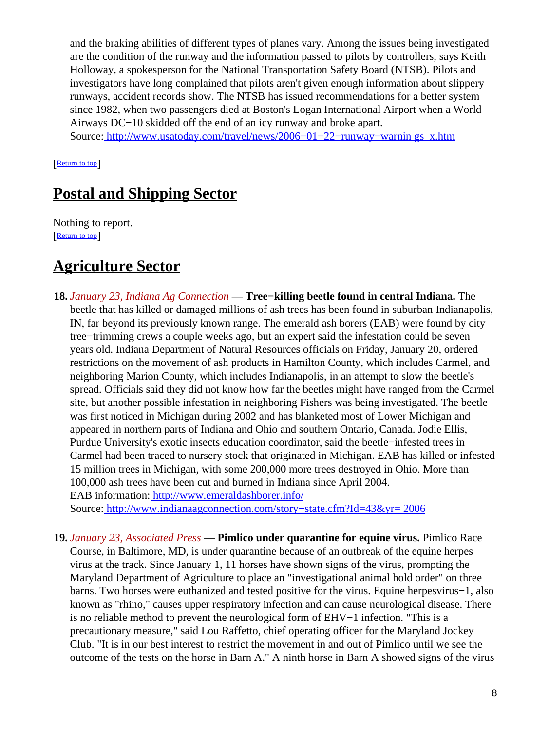and the braking abilities of different types of planes vary. Among the issues being investigated are the condition of the runway and the information passed to pilots by controllers, says Keith Holloway, a spokesperson for the National Transportation Safety Board (NTSB). Pilots and investigators have long complained that pilots aren't given enough information about slippery runways, accident records show. The NTSB has issued recommendations for a better system since 1982, when two passengers died at Boston's Logan International Airport when a World Airways DC−10 skidded off the end of an icy runway and broke apart.
Source: http://www.usatoday.com/travel/news/2006−01−22−runway−warnin gs_x.htm

[Return to top]

## Postal and Shipping Sector

Nothing to report.
[Return to top]

## Agriculture Sector

**18.** *January 23, Indiana Ag Connection* — **Tree−killing beetle found in central Indiana.** The beetle that has killed or damaged millions of ash trees has been found in suburban Indianapolis, IN, far beyond its previously known range. The emerald ash borers (EAB) were found by city tree−trimming crews a couple weeks ago, but an expert said the infestation could be seven years old. Indiana Department of Natural Resources officials on Friday, January 20, ordered restrictions on the movement of ash products in Hamilton County, which includes Carmel, and neighboring Marion County, which includes Indianapolis, in an attempt to slow the beetle's spread. Officials said they did not know how far the beetles might have ranged from the Carmel site, but another possible infestation in neighboring Fishers was being investigated. The beetle was first noticed in Michigan during 2002 and has blanketed most of Lower Michigan and appeared in northern parts of Indiana and Ohio and southern Ontario, Canada. Jodie Ellis, Purdue University's exotic insects education coordinator, said the beetle−infested trees in Carmel had been traced to nursery stock that originated in Michigan. EAB has killed or infested 15 million trees in Michigan, with some 200,000 more trees destroyed in Ohio. More than 100,000 ash trees have been cut and burned in Indiana since April 2004.
EAB information: http://www.emeraldashborer.info/
Source: http://www.indianaagconnection.com/story−state.cfm?Id=43&yr= 2006

**19.** *January 23, Associated Press* — **Pimlico under quarantine for equine virus.** Pimlico Race Course, in Baltimore, MD, is under quarantine because of an outbreak of the equine herpes virus at the track. Since January 1, 11 horses have shown signs of the virus, prompting the Maryland Department of Agriculture to place an "investigational animal hold order" on three barns. Two horses were euthanized and tested positive for the virus. Equine herpesvirus−1, also known as "rhino," causes upper respiratory infection and can cause neurological disease. There is no reliable method to prevent the neurological form of EHV−1 infection. "This is a precautionary measure," said Lou Raffetto, chief operating officer for the Maryland Jockey Club. "It is in our best interest to restrict the movement in and out of Pimlico until we see the outcome of the tests on the horse in Barn A." A ninth horse in Barn A showed signs of the virus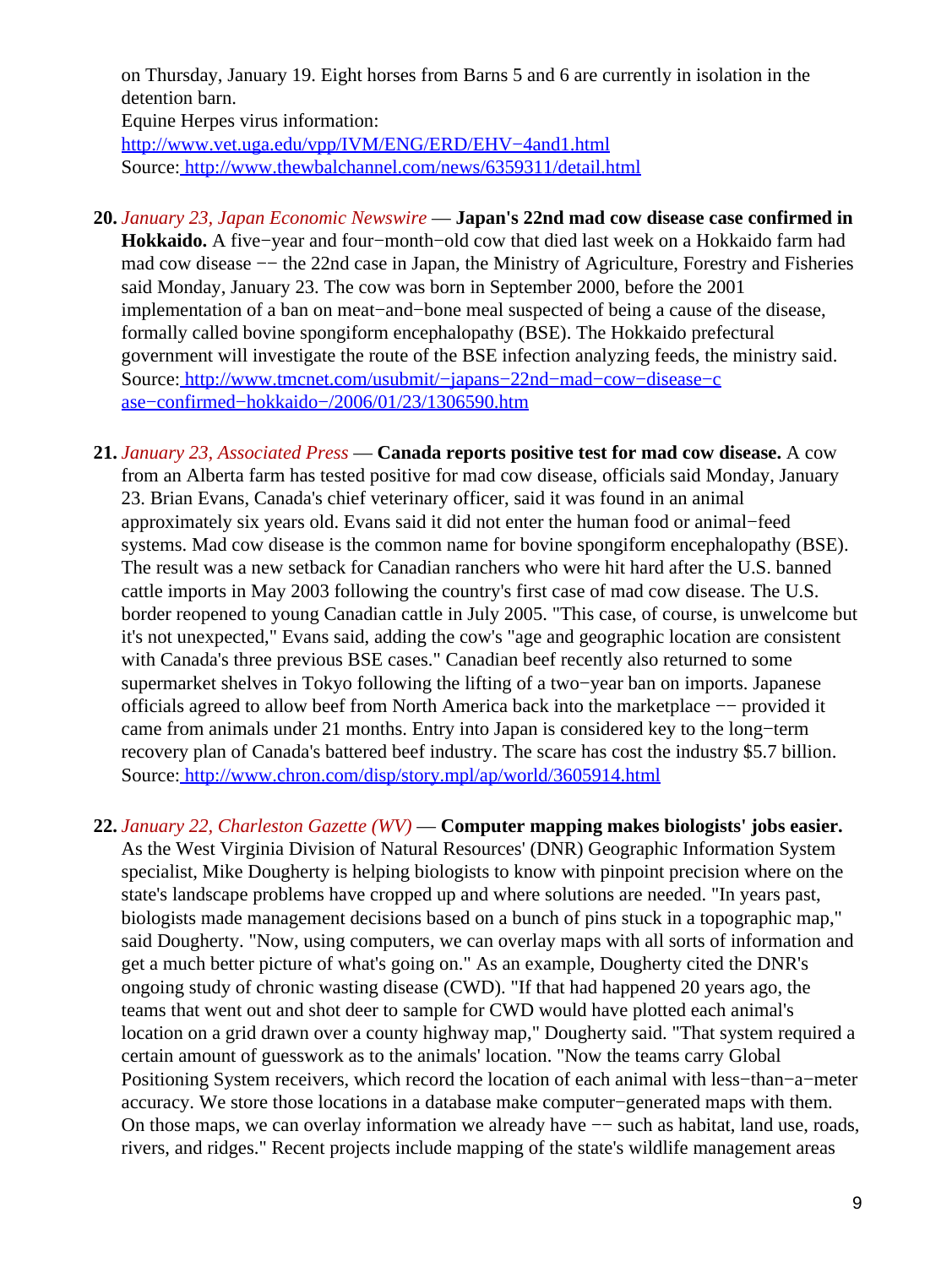on Thursday, January 19. Eight horses from Barns 5 and 6 are currently in isolation in the detention barn.
Equine Herpes virus information:
http://www.vet.uga.edu/vpp/IVM/ENG/ERD/EHV−4and1.html
Source: http://www.thewbalchannel.com/news/6359311/detail.html

20. *January 23, Japan Economic Newswire* — **Japan's 22nd mad cow disease case confirmed in Hokkaido.** A five−year and four−month−old cow that died last week on a Hokkaido farm had mad cow disease −− the 22nd case in Japan, the Ministry of Agriculture, Forestry and Fisheries said Monday, January 23. The cow was born in September 2000, before the 2001 implementation of a ban on meat−and−bone meal suspected of being a cause of the disease, formally called bovine spongiform encephalopathy (BSE). The Hokkaido prefectural government will investigate the route of the BSE infection analyzing feeds, the ministry said.
Source: http://www.tmcnet.com/usubmit/−japans−22nd−mad−cow−disease−case−confirmed−hokkaido−/2006/01/23/1306590.htm

21. *January 23, Associated Press* — **Canada reports positive test for mad cow disease.** A cow from an Alberta farm has tested positive for mad cow disease, officials said Monday, January 23. Brian Evans, Canada's chief veterinary officer, said it was found in an animal approximately six years old. Evans said it did not enter the human food or animal−feed systems. Mad cow disease is the common name for bovine spongiform encephalopathy (BSE). The result was a new setback for Canadian ranchers who were hit hard after the U.S. banned cattle imports in May 2003 following the country's first case of mad cow disease. The U.S. border reopened to young Canadian cattle in July 2005. "This case, of course, is unwelcome but it's not unexpected," Evans said, adding the cow's "age and geographic location are consistent with Canada's three previous BSE cases." Canadian beef recently also returned to some supermarket shelves in Tokyo following the lifting of a two−year ban on imports. Japanese officials agreed to allow beef from North America back into the marketplace −− provided it came from animals under 21 months. Entry into Japan is considered key to the long−term recovery plan of Canada's battered beef industry. The scare has cost the industry $5.7 billion.
Source: http://www.chron.com/disp/story.mpl/ap/world/3605914.html

22. *January 22, Charleston Gazette (WV)* — **Computer mapping makes biologists' jobs easier.** As the West Virginia Division of Natural Resources' (DNR) Geographic Information System specialist, Mike Dougherty is helping biologists to know with pinpoint precision where on the state's landscape problems have cropped up and where solutions are needed. "In years past, biologists made management decisions based on a bunch of pins stuck in a topographic map," said Dougherty. "Now, using computers, we can overlay maps with all sorts of information and get a much better picture of what's going on." As an example, Dougherty cited the DNR's ongoing study of chronic wasting disease (CWD). "If that had happened 20 years ago, the teams that went out and shot deer to sample for CWD would have plotted each animal's location on a grid drawn over a county highway map," Dougherty said. "That system required a certain amount of guesswork as to the animals' location. "Now the teams carry Global Positioning System receivers, which record the location of each animal with less−than−a−meter accuracy. We store those locations in a database make computer−generated maps with them. On those maps, we can overlay information we already have −− such as habitat, land use, roads, rivers, and ridges." Recent projects include mapping of the state's wildlife management areas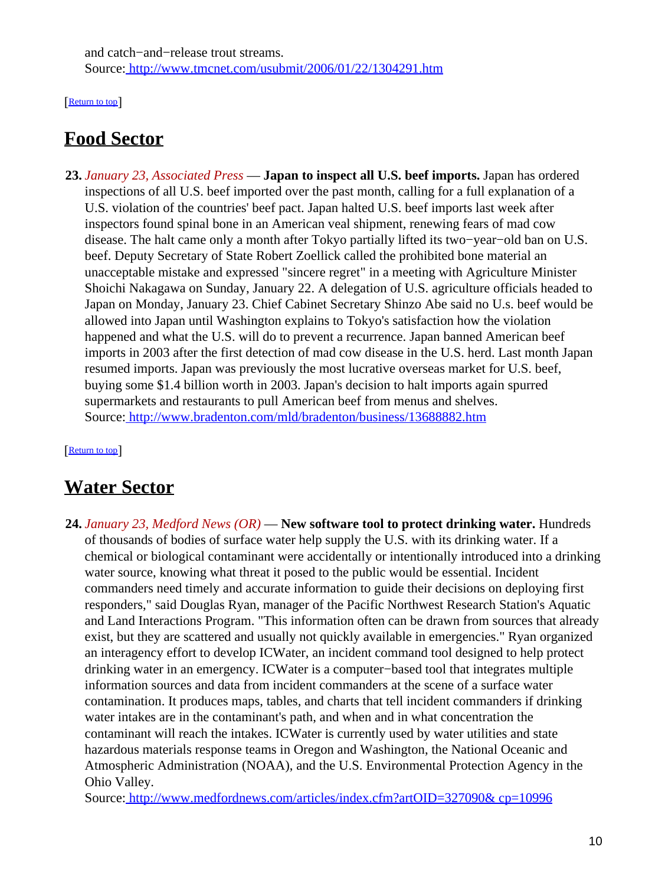and catch−and−release trout streams.
Source: http://www.tmcnet.com/usubmit/2006/01/22/1304291.htm

[Return to top]

## Food Sector

**23.** *January 23, Associated Press* — **Japan to inspect all U.S. beef imports.** Japan has ordered inspections of all U.S. beef imported over the past month, calling for a full explanation of a U.S. violation of the countries' beef pact. Japan halted U.S. beef imports last week after inspectors found spinal bone in an American veal shipment, renewing fears of mad cow disease. The halt came only a month after Tokyo partially lifted its two−year−old ban on U.S. beef. Deputy Secretary of State Robert Zoellick called the prohibited bone material an unacceptable mistake and expressed "sincere regret" in a meeting with Agriculture Minister Shoichi Nakagawa on Sunday, January 22. A delegation of U.S. agriculture officials headed to Japan on Monday, January 23. Chief Cabinet Secretary Shinzo Abe said no U.s. beef would be allowed into Japan until Washington explains to Tokyo's satisfaction how the violation happened and what the U.S. will do to prevent a recurrence. Japan banned American beef imports in 2003 after the first detection of mad cow disease in the U.S. herd. Last month Japan resumed imports. Japan was previously the most lucrative overseas market for U.S. beef, buying some $1.4 billion worth in 2003. Japan's decision to halt imports again spurred supermarkets and restaurants to pull American beef from menus and shelves.
Source: http://www.bradenton.com/mld/bradenton/business/13688882.htm

[Return to top]

## Water Sector

**24.** *January 23, Medford News (OR)* — **New software tool to protect drinking water.** Hundreds of thousands of bodies of surface water help supply the U.S. with its drinking water. If a chemical or biological contaminant were accidentally or intentionally introduced into a drinking water source, knowing what threat it posed to the public would be essential. Incident commanders need timely and accurate information to guide their decisions on deploying first responders," said Douglas Ryan, manager of the Pacific Northwest Research Station's Aquatic and Land Interactions Program. "This information often can be drawn from sources that already exist, but they are scattered and usually not quickly available in emergencies." Ryan organized an interagency effort to develop ICWater, an incident command tool designed to help protect drinking water in an emergency. ICWater is a computer−based tool that integrates multiple information sources and data from incident commanders at the scene of a surface water contamination. It produces maps, tables, and charts that tell incident commanders if drinking water intakes are in the contaminant's path, and when and in what concentration the contaminant will reach the intakes. ICWater is currently used by water utilities and state hazardous materials response teams in Oregon and Washington, the National Oceanic and Atmospheric Administration (NOAA), and the U.S. Environmental Protection Agency in the Ohio Valley.
Source: http://www.medfordnews.com/articles/index.cfm?artOID=327090& cp=10996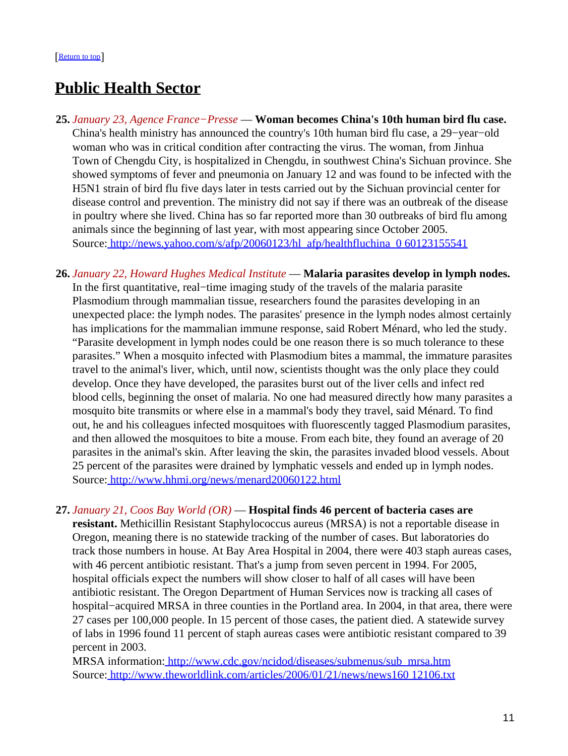[Return to top]

# Public Health Sector

**25.** *January 23, Agence France−Presse* — **Woman becomes China's 10th human bird flu case.** China's health ministry has announced the country's 10th human bird flu case, a 29−year−old woman who was in critical condition after contracting the virus. The woman, from Jinhua Town of Chengdu City, is hospitalized in Chengdu, in southwest China's Sichuan province. She showed symptoms of fever and pneumonia on January 12 and was found to be infected with the H5N1 strain of bird flu five days later in tests carried out by the Sichuan provincial center for disease control and prevention. The ministry did not say if there was an outbreak of the disease in poultry where she lived. China has so far reported more than 30 outbreaks of bird flu among animals since the beginning of last year, with most appearing since October 2005.
Source: http://news.yahoo.com/s/afp/20060123/hl_afp/healthfluchina_0 60123155541

**26.** *January 22, Howard Hughes Medical Institute* — **Malaria parasites develop in lymph nodes.** In the first quantitative, real−time imaging study of the travels of the malaria parasite Plasmodium through mammalian tissue, researchers found the parasites developing in an unexpected place: the lymph nodes. The parasites' presence in the lymph nodes almost certainly has implications for the mammalian immune response, said Robert Ménard, who led the study. "Parasite development in lymph nodes could be one reason there is so much tolerance to these parasites." When a mosquito infected with Plasmodium bites a mammal, the immature parasites travel to the animal's liver, which, until now, scientists thought was the only place they could develop. Once they have developed, the parasites burst out of the liver cells and infect red blood cells, beginning the onset of malaria. No one had measured directly how many parasites a mosquito bite transmits or where else in a mammal's body they travel, said Ménard. To find out, he and his colleagues infected mosquitoes with fluorescently tagged Plasmodium parasites, and then allowed the mosquitoes to bite a mouse. From each bite, they found an average of 20 parasites in the animal's skin. After leaving the skin, the parasites invaded blood vessels. About 25 percent of the parasites were drained by lymphatic vessels and ended up in lymph nodes.
Source: http://www.hhmi.org/news/menard20060122.html

**27.** *January 21, Coos Bay World (OR)* — **Hospital finds 46 percent of bacteria cases are resistant.** Methicillin Resistant Staphylococcus aureus (MRSA) is not a reportable disease in Oregon, meaning there is no statewide tracking of the number of cases. But laboratories do track those numbers in house. At Bay Area Hospital in 2004, there were 403 staph aureas cases, with 46 percent antibiotic resistant. That's a jump from seven percent in 1994. For 2005, hospital officials expect the numbers will show closer to half of all cases will have been antibiotic resistant. The Oregon Department of Human Services now is tracking all cases of hospital−acquired MRSA in three counties in the Portland area. In 2004, in that area, there were 27 cases per 100,000 people. In 15 percent of those cases, the patient died. A statewide survey of labs in 1996 found 11 percent of staph aureas cases were antibiotic resistant compared to 39 percent in 2003.
MRSA information: http://www.cdc.gov/ncidod/diseases/submenus/sub_mrsa.htm
Source: http://www.theworldlink.com/articles/2006/01/21/news/news160 12106.txt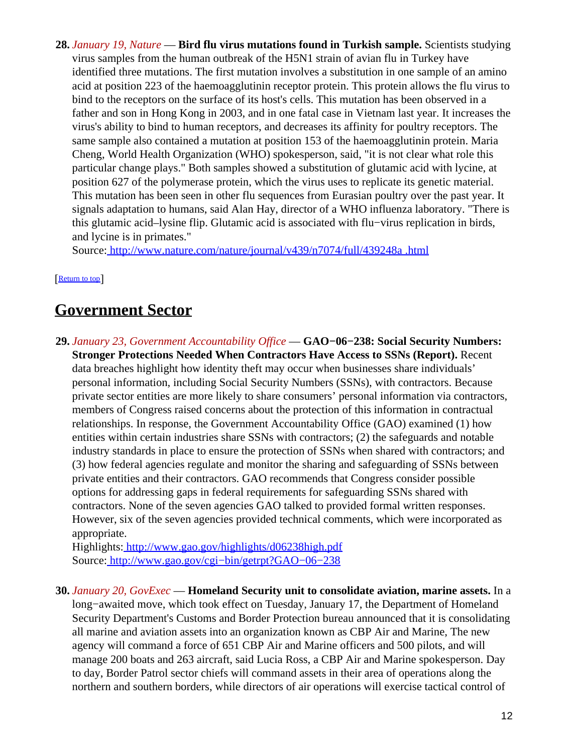**28.** *January 19, Nature* — **Bird flu virus mutations found in Turkish sample.** Scientists studying virus samples from the human outbreak of the H5N1 strain of avian flu in Turkey have identified three mutations. The first mutation involves a substitution in one sample of an amino acid at position 223 of the haemoagglutinin receptor protein. This protein allows the flu virus to bind to the receptors on the surface of its host's cells. This mutation has been observed in a father and son in Hong Kong in 2003, and in one fatal case in Vietnam last year. It increases the virus's ability to bind to human receptors, and decreases its affinity for poultry receptors. The same sample also contained a mutation at position 153 of the haemoagglutinin protein. Maria Cheng, World Health Organization (WHO) spokesperson, said, "it is not clear what role this particular change plays." Both samples showed a substitution of glutamic acid with lycine, at position 627 of the polymerase protein, which the virus uses to replicate its genetic material. This mutation has been seen in other flu sequences from Eurasian poultry over the past year. It signals adaptation to humans, said Alan Hay, director of a WHO influenza laboratory. "There is this glutamic acid–lysine flip. Glutamic acid is associated with flu−virus replication in birds, and lycine is in primates."
Source: http://www.nature.com/nature/journal/v439/n7074/full/439248a .html

[Return to top]

## Government Sector

**29.** *January 23, Government Accountability Office* — **GAO−06−238: Social Security Numbers: Stronger Protections Needed When Contractors Have Access to SSNs (Report).** Recent data breaches highlight how identity theft may occur when businesses share individuals' personal information, including Social Security Numbers (SSNs), with contractors. Because private sector entities are more likely to share consumers' personal information via contractors, members of Congress raised concerns about the protection of this information in contractual relationships. In response, the Government Accountability Office (GAO) examined (1) how entities within certain industries share SSNs with contractors; (2) the safeguards and notable industry standards in place to ensure the protection of SSNs when shared with contractors; and (3) how federal agencies regulate and monitor the sharing and safeguarding of SSNs between private entities and their contractors. GAO recommends that Congress consider possible options for addressing gaps in federal requirements for safeguarding SSNs shared with contractors. None of the seven agencies GAO talked to provided formal written responses. However, six of the seven agencies provided technical comments, which were incorporated as appropriate.
Highlights: http://www.gao.gov/highlights/d06238high.pdf
Source: http://www.gao.gov/cgi−bin/getrpt?GAO−06−238

**30.** *January 20, GovExec* — **Homeland Security unit to consolidate aviation, marine assets.** In a long−awaited move, which took effect on Tuesday, January 17, the Department of Homeland Security Department's Customs and Border Protection bureau announced that it is consolidating all marine and aviation assets into an organization known as CBP Air and Marine, The new agency will command a force of 651 CBP Air and Marine officers and 500 pilots, and will manage 200 boats and 263 aircraft, said Lucia Ross, a CBP Air and Marine spokesperson. Day to day, Border Patrol sector chiefs will command assets in their area of operations along the northern and southern borders, while directors of air operations will exercise tactical control of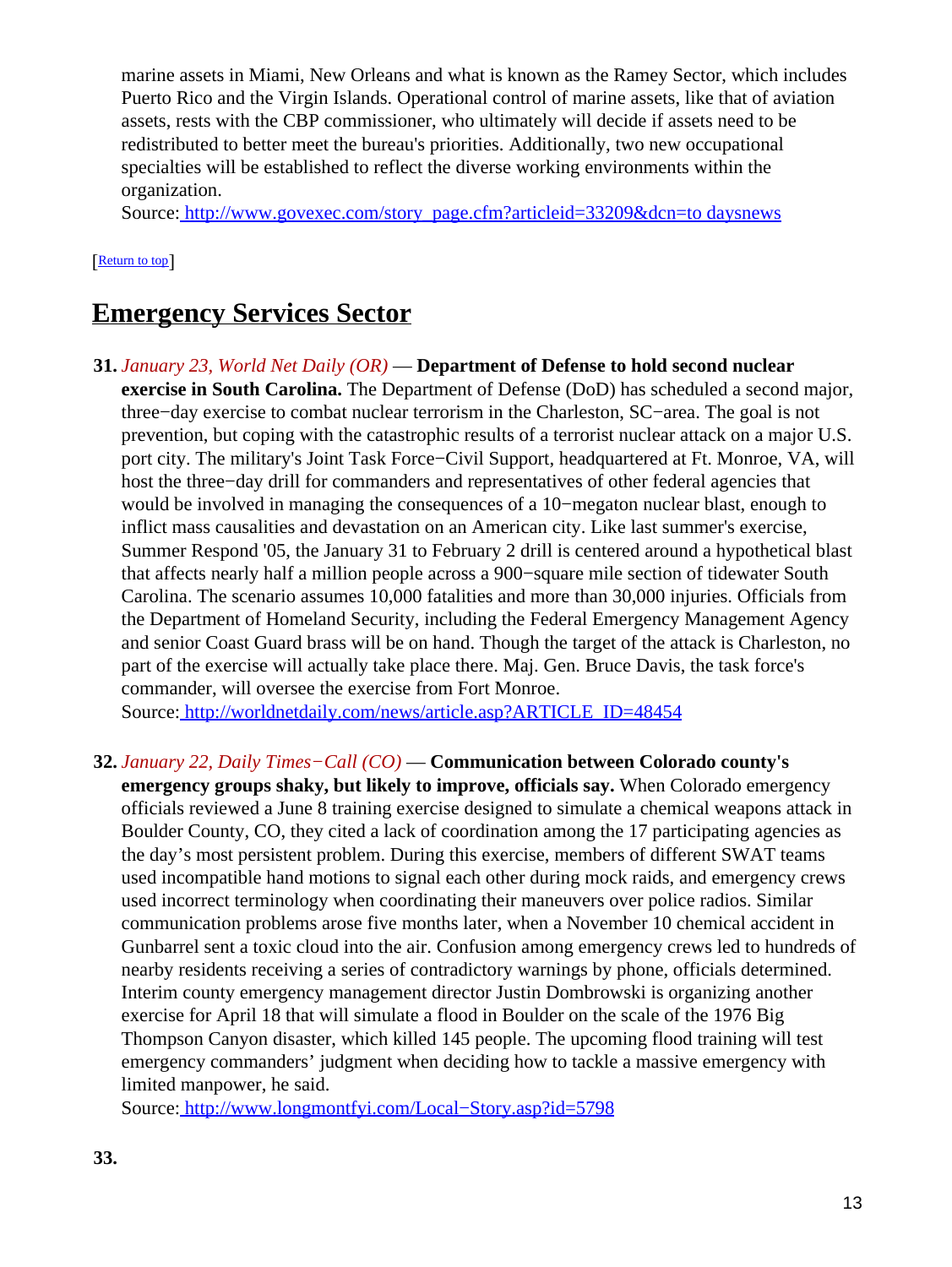marine assets in Miami, New Orleans and what is known as the Ramey Sector, which includes Puerto Rico and the Virgin Islands. Operational control of marine assets, like that of aviation assets, rests with the CBP commissioner, who ultimately will decide if assets need to be redistributed to better meet the bureau's priorities. Additionally, two new occupational specialties will be established to reflect the diverse working environments within the organization.
Source: http://www.govexec.com/story_page.cfm?articleid=33209&dcn=to daysnews

[Return to top]

## Emergency Services Sector

**31.** *January 23, World Net Daily (OR)* — **Department of Defense to hold second nuclear exercise in South Carolina.** The Department of Defense (DoD) has scheduled a second major, three−day exercise to combat nuclear terrorism in the Charleston, SC−area. The goal is not prevention, but coping with the catastrophic results of a terrorist nuclear attack on a major U.S. port city. The military's Joint Task Force−Civil Support, headquartered at Ft. Monroe, VA, will host the three−day drill for commanders and representatives of other federal agencies that would be involved in managing the consequences of a 10−megaton nuclear blast, enough to inflict mass causalities and devastation on an American city. Like last summer's exercise, Summer Respond '05, the January 31 to February 2 drill is centered around a hypothetical blast that affects nearly half a million people across a 900−square mile section of tidewater South Carolina. The scenario assumes 10,000 fatalities and more than 30,000 injuries. Officials from the Department of Homeland Security, including the Federal Emergency Management Agency and senior Coast Guard brass will be on hand. Though the target of the attack is Charleston, no part of the exercise will actually take place there. Maj. Gen. Bruce Davis, the task force's commander, will oversee the exercise from Fort Monroe.
Source: http://worldnetdaily.com/news/article.asp?ARTICLE_ID=48454

**32.** *January 22, Daily Times−Call (CO)* — **Communication between Colorado county's emergency groups shaky, but likely to improve, officials say.** When Colorado emergency officials reviewed a June 8 training exercise designed to simulate a chemical weapons attack in Boulder County, CO, they cited a lack of coordination among the 17 participating agencies as the day's most persistent problem. During this exercise, members of different SWAT teams used incompatible hand motions to signal each other during mock raids, and emergency crews used incorrect terminology when coordinating their maneuvers over police radios. Similar communication problems arose five months later, when a November 10 chemical accident in Gunbarrel sent a toxic cloud into the air. Confusion among emergency crews led to hundreds of nearby residents receiving a series of contradictory warnings by phone, officials determined. Interim county emergency management director Justin Dombrowski is organizing another exercise for April 18 that will simulate a flood in Boulder on the scale of the 1976 Big Thompson Canyon disaster, which killed 145 people. The upcoming flood training will test emergency commanders' judgment when deciding how to tackle a massive emergency with limited manpower, he said.
Source: http://www.longmontfyi.com/Local−Story.asp?id=5798

**33.**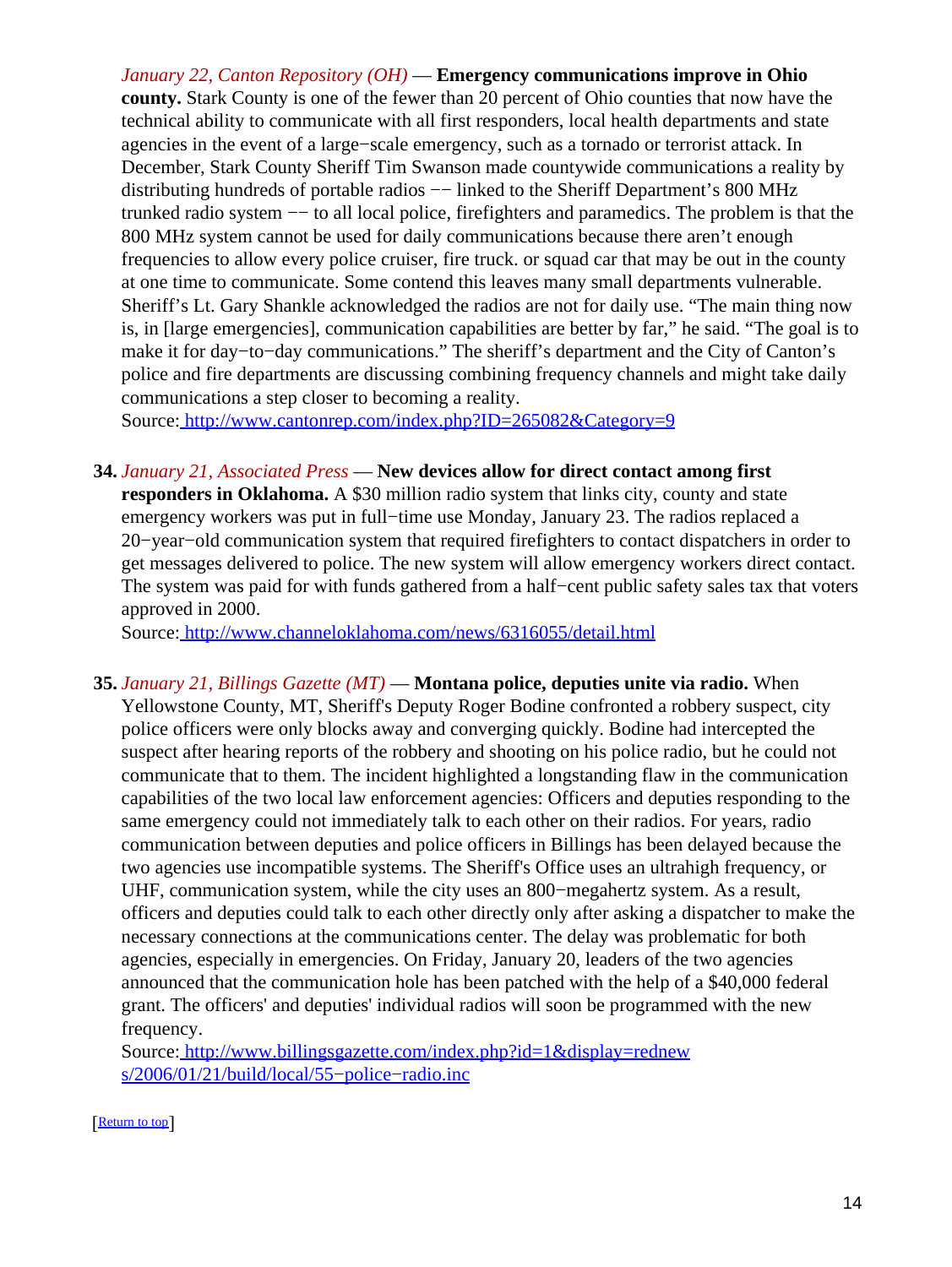*January 22, Canton Repository (OH)* — **Emergency communications improve in Ohio county.** Stark County is one of the fewer than 20 percent of Ohio counties that now have the technical ability to communicate with all first responders, local health departments and state agencies in the event of a large−scale emergency, such as a tornado or terrorist attack. In December, Stark County Sheriff Tim Swanson made countywide communications a reality by distributing hundreds of portable radios −− linked to the Sheriff Department's 800 MHz trunked radio system −− to all local police, firefighters and paramedics. The problem is that the 800 MHz system cannot be used for daily communications because there aren't enough frequencies to allow every police cruiser, fire truck. or squad car that may be out in the county at one time to communicate. Some contend this leaves many small departments vulnerable. Sheriff's Lt. Gary Shankle acknowledged the radios are not for daily use. "The main thing now is, in [large emergencies], communication capabilities are better by far," he said. "The goal is to make it for day−to−day communications." The sheriff's department and the City of Canton's police and fire departments are discussing combining frequency channels and might take daily communications a step closer to becoming a reality.
Source: http://www.cantonrep.com/index.php?ID=265082&Category=9

34. *January 21, Associated Press* — **New devices allow for direct contact among first responders in Oklahoma.** A $30 million radio system that links city, county and state emergency workers was put in full−time use Monday, January 23. The radios replaced a 20−year−old communication system that required firefighters to contact dispatchers in order to get messages delivered to police. The new system will allow emergency workers direct contact. The system was paid for with funds gathered from a half−cent public safety sales tax that voters approved in 2000.
Source: http://www.channeloklahoma.com/news/6316055/detail.html

35. *January 21, Billings Gazette (MT)* — **Montana police, deputies unite via radio.** When Yellowstone County, MT, Sheriff's Deputy Roger Bodine confronted a robbery suspect, city police officers were only blocks away and converging quickly. Bodine had intercepted the suspect after hearing reports of the robbery and shooting on his police radio, but he could not communicate that to them. The incident highlighted a longstanding flaw in the communication capabilities of the two local law enforcement agencies: Officers and deputies responding to the same emergency could not immediately talk to each other on their radios. For years, radio communication between deputies and police officers in Billings has been delayed because the two agencies use incompatible systems. The Sheriff's Office uses an ultrahigh frequency, or UHF, communication system, while the city uses an 800−megahertz system. As a result, officers and deputies could talk to each other directly only after asking a dispatcher to make the necessary connections at the communications center. The delay was problematic for both agencies, especially in emergencies. On Friday, January 20, leaders of the two agencies announced that the communication hole has been patched with the help of a $40,000 federal grant. The officers' and deputies' individual radios will soon be programmed with the new frequency.
Source: http://www.billingsgazette.com/index.php?id=1&display=rednews/2006/01/21/build/local/55−police−radio.inc

[Return to top]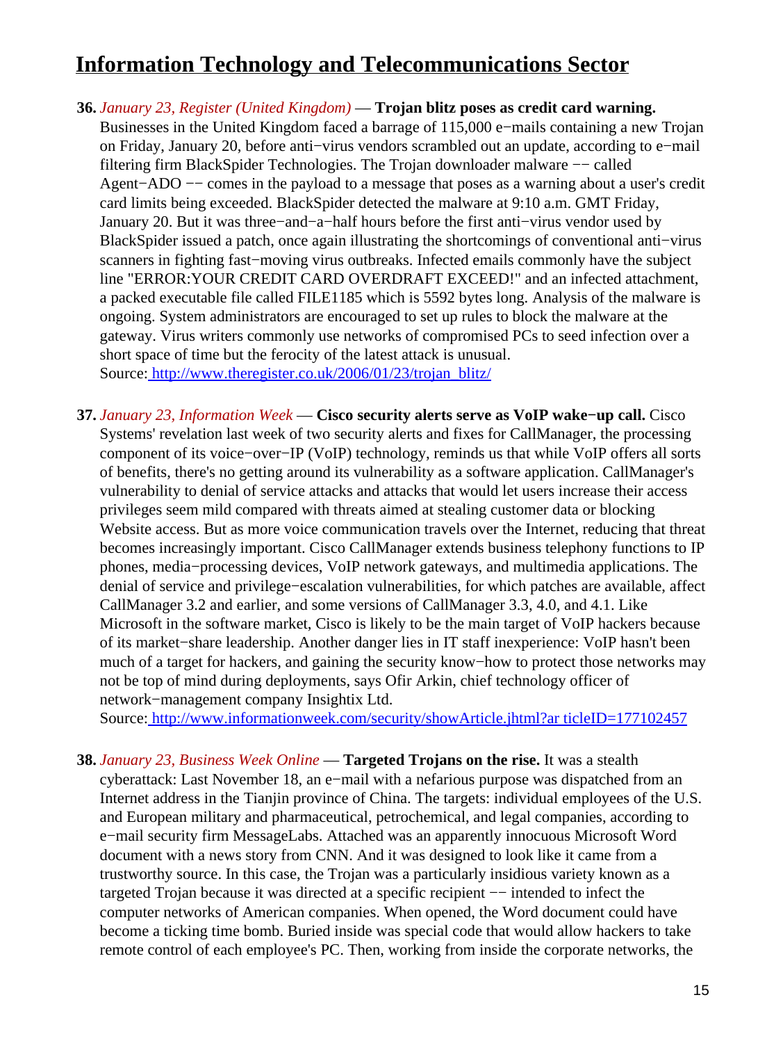## Information Technology and Telecommunications Sector

**36.** *January 23, Register (United Kingdom)* — **Trojan blitz poses as credit card warning.** Businesses in the United Kingdom faced a barrage of 115,000 e−mails containing a new Trojan on Friday, January 20, before anti−virus vendors scrambled out an update, according to e−mail filtering firm BlackSpider Technologies. The Trojan downloader malware −− called Agent−ADO −− comes in the payload to a message that poses as a warning about a user's credit card limits being exceeded. BlackSpider detected the malware at 9:10 a.m. GMT Friday, January 20. But it was three−and−a−half hours before the first anti−virus vendor used by BlackSpider issued a patch, once again illustrating the shortcomings of conventional anti−virus scanners in fighting fast−moving virus outbreaks. Infected emails commonly have the subject line "ERROR:YOUR CREDIT CARD OVERDRAFT EXCEED!" and an infected attachment, a packed executable file called FILE1185 which is 5592 bytes long. Analysis of the malware is ongoing. System administrators are encouraged to set up rules to block the malware at the gateway. Virus writers commonly use networks of compromised PCs to seed infection over a short space of time but the ferocity of the latest attack is unusual.
Source: http://www.theregister.co.uk/2006/01/23/trojan_blitz/

**37.** *January 23, Information Week* — **Cisco security alerts serve as VoIP wake−up call.** Cisco Systems' revelation last week of two security alerts and fixes for CallManager, the processing component of its voice−over−IP (VoIP) technology, reminds us that while VoIP offers all sorts of benefits, there's no getting around its vulnerability as a software application. CallManager's vulnerability to denial of service attacks and attacks that would let users increase their access privileges seem mild compared with threats aimed at stealing customer data or blocking Website access. But as more voice communication travels over the Internet, reducing that threat becomes increasingly important. Cisco CallManager extends business telephony functions to IP phones, media−processing devices, VoIP network gateways, and multimedia applications. The denial of service and privilege−escalation vulnerabilities, for which patches are available, affect CallManager 3.2 and earlier, and some versions of CallManager 3.3, 4.0, and 4.1. Like Microsoft in the software market, Cisco is likely to be the main target of VoIP hackers because of its market−share leadership. Another danger lies in IT staff inexperience: VoIP hasn't been much of a target for hackers, and gaining the security know−how to protect those networks may not be top of mind during deployments, says Ofir Arkin, chief technology officer of network−management company Insightix Ltd.
Source: http://www.informationweek.com/security/showArticle.jhtml?ar ticleID=177102457

**38.** *January 23, Business Week Online* — **Targeted Trojans on the rise.** It was a stealth cyberattack: Last November 18, an e−mail with a nefarious purpose was dispatched from an Internet address in the Tianjin province of China. The targets: individual employees of the U.S. and European military and pharmaceutical, petrochemical, and legal companies, according to e−mail security firm MessageLabs. Attached was an apparently innocuous Microsoft Word document with a news story from CNN. And it was designed to look like it came from a trustworthy source. In this case, the Trojan was a particularly insidious variety known as a targeted Trojan because it was directed at a specific recipient −− intended to infect the computer networks of American companies. When opened, the Word document could have become a ticking time bomb. Buried inside was special code that would allow hackers to take remote control of each employee's PC. Then, working from inside the corporate networks, the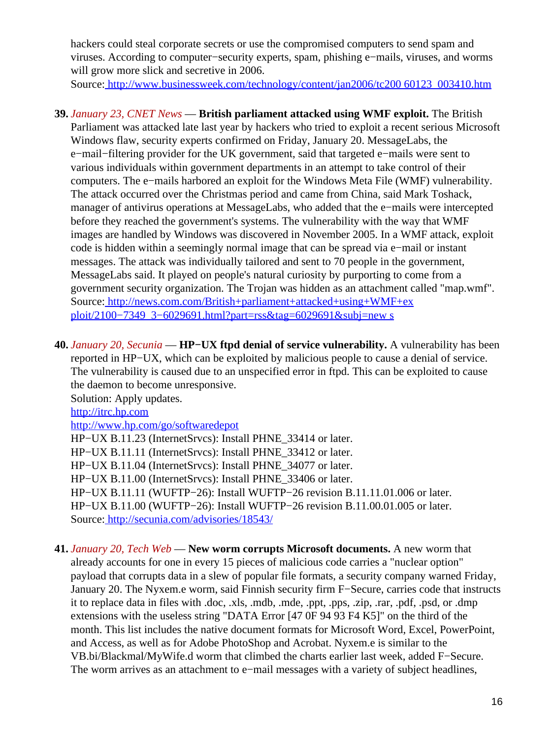hackers could steal corporate secrets or use the compromised computers to send spam and viruses. According to computer−security experts, spam, phishing e−mails, viruses, and worms will grow more slick and secretive in 2006.
Source: http://www.businessweek.com/technology/content/jan2006/tc200 60123_003410.htm

**39.** *January 23, CNET News* — **British parliament attacked using WMF exploit.** The British Parliament was attacked late last year by hackers who tried to exploit a recent serious Microsoft Windows flaw, security experts confirmed on Friday, January 20. MessageLabs, the e−mail−filtering provider for the UK government, said that targeted e−mails were sent to various individuals within government departments in an attempt to take control of their computers. The e−mails harbored an exploit for the Windows Meta File (WMF) vulnerability. The attack occurred over the Christmas period and came from China, said Mark Toshack, manager of antivirus operations at MessageLabs, who added that the e−mails were intercepted before they reached the government's systems. The vulnerability with the way that WMF images are handled by Windows was discovered in November 2005. In a WMF attack, exploit code is hidden within a seemingly normal image that can be spread via e−mail or instant messages. The attack was individually tailored and sent to 70 people in the government, MessageLabs said. It played on people's natural curiosity by purporting to come from a government security organization. The Trojan was hidden as an attachment called "map.wmf".
Source: http://news.com.com/British+parliament+attacked+using+WMF+ex ploit/2100−7349_3−6029691.html?part=rss&tag=6029691&subj=new s

**40.** *January 20, Secunia* — **HP−UX ftpd denial of service vulnerability.** A vulnerability has been reported in HP−UX, which can be exploited by malicious people to cause a denial of service. The vulnerability is caused due to an unspecified error in ftpd. This can be exploited to cause the daemon to become unresponsive.
Solution: Apply updates.
http://itrc.hp.com
http://www.hp.com/go/softwaredepot
HP−UX B.11.23 (InternetSrvcs): Install PHNE_33414 or later.
HP−UX B.11.11 (InternetSrvcs): Install PHNE_33412 or later.
HP−UX B.11.04 (InternetSrvcs): Install PHNE_34077 or later.
HP−UX B.11.00 (InternetSrvcs): Install PHNE_33406 or later.
HP−UX B.11.11 (WUFTP−26): Install WUFTP−26 revision B.11.11.01.006 or later.
HP−UX B.11.00 (WUFTP−26): Install WUFTP−26 revision B.11.00.01.005 or later.
Source: http://secunia.com/advisories/18543/

**41.** *January 20, Tech Web* — **New worm corrupts Microsoft documents.** A new worm that already accounts for one in every 15 pieces of malicious code carries a "nuclear option" payload that corrupts data in a slew of popular file formats, a security company warned Friday, January 20. The Nyxem.e worm, said Finnish security firm F−Secure, carries code that instructs it to replace data in files with .doc, .xls, .mdb, .mde, .ppt, .pps, .zip, .rar, .pdf, .psd, or .dmp extensions with the useless string "DATA Error [47 0F 94 93 F4 K5]" on the third of the month. This list includes the native document formats for Microsoft Word, Excel, PowerPoint, and Access, as well as for Adobe PhotoShop and Acrobat. Nyxem.e is similar to the VB.bi/Blackmal/MyWife.d worm that climbed the charts earlier last week, added F−Secure. The worm arrives as an attachment to e−mail messages with a variety of subject headlines,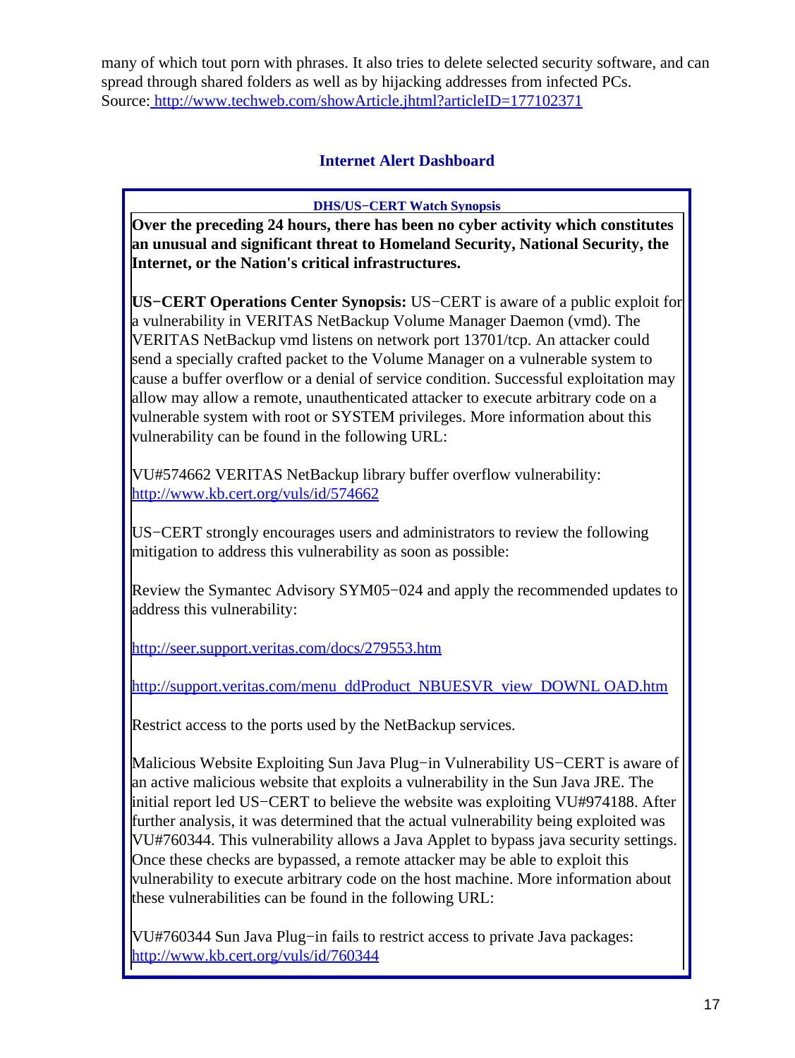many of which tout porn with phrases. It also tries to delete selected security software, and can spread through shared folders as well as by hijacking addresses from infected PCs.
Source: http://www.techweb.com/showArticle.jhtml?articleID=177102371

## Internet Alert Dashboard

**DHS/US−CERT Watch Synopsis**

**Over the preceding 24 hours, there has been no cyber activity which constitutes an unusual and significant threat to Homeland Security, National Security, the Internet, or the Nation's critical infrastructures.**

**US−CERT Operations Center Synopsis:** US−CERT is aware of a public exploit for a vulnerability in VERITAS NetBackup Volume Manager Daemon (vmd). The VERITAS NetBackup vmd listens on network port 13701/tcp. An attacker could send a specially crafted packet to the Volume Manager on a vulnerable system to cause a buffer overflow or a denial of service condition. Successful exploitation may allow may allow a remote, unauthenticated attacker to execute arbitrary code on a vulnerable system with root or SYSTEM privileges. More information about this vulnerability can be found in the following URL:

VU#574662 VERITAS NetBackup library buffer overflow vulnerability:
http://www.kb.cert.org/vuls/id/574662

US−CERT strongly encourages users and administrators to review the following mitigation to address this vulnerability as soon as possible:

Review the Symantec Advisory SYM05−024 and apply the recommended updates to address this vulnerability:

http://seer.support.veritas.com/docs/279553.htm

http://support.veritas.com/menu_ddProduct_NBUESVR_view_DOWNL OAD.htm

Restrict access to the ports used by the NetBackup services.

Malicious Website Exploiting Sun Java Plug−in Vulnerability US−CERT is aware of an active malicious website that exploits a vulnerability in the Sun Java JRE. The initial report led US−CERT to believe the website was exploiting VU#974188. After further analysis, it was determined that the actual vulnerability being exploited was VU#760344. This vulnerability allows a Java Applet to bypass java security settings. Once these checks are bypassed, a remote attacker may be able to exploit this vulnerability to execute arbitrary code on the host machine. More information about these vulnerabilities can be found in the following URL:

VU#760344 Sun Java Plug−in fails to restrict access to private Java packages:
http://www.kb.cert.org/vuls/id/760344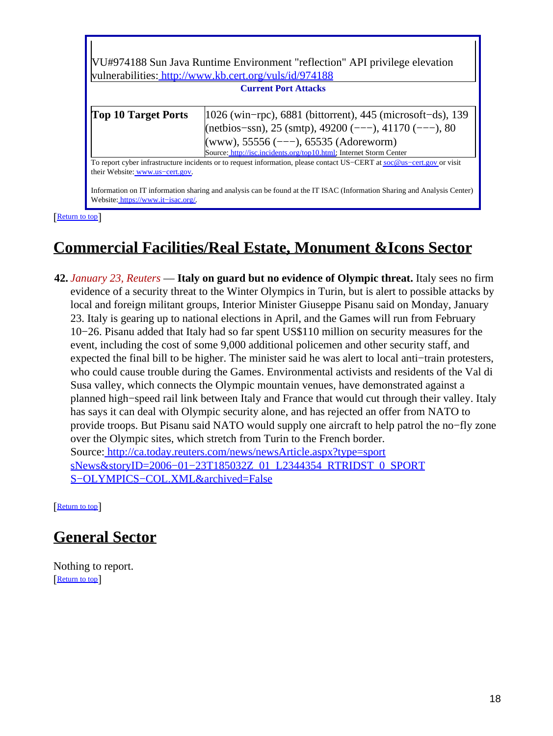VU#974188 Sun Java Runtime Environment "reflection" API privilege elevation vulnerabilities: http://www.kb.cert.org/vuls/id/974188

**Current Port Attacks**

| **Top 10 Target Ports** | 1026 (win−rpc), 6881 (bittorrent), 445 (microsoft−ds), 139 (netbios−ssn), 25 (smtp), 49200 (−−−), 41170 (−−−), 80 (www), 55556 (−−−), 65535 (Adoreworm)<br>Source: http://isc.incidents.org/top10.html; Internet Storm Center |
|---|---|

To report cyber infrastructure incidents or to request information, please contact US−CERT at soc@us−cert.gov or visit their Website: www.us−cert.gov.

Information on IT information sharing and analysis can be found at the IT ISAC (Information Sharing and Analysis Center) Website: https://www.it−isac.org/.

[Return to top]

## Commercial Facilities/Real Estate, Monument &Icons Sector

**42.** *January 23, Reuters* — **Italy on guard but no evidence of Olympic threat.** Italy sees no firm evidence of a security threat to the Winter Olympics in Turin, but is alert to possible attacks by local and foreign militant groups, Interior Minister Giuseppe Pisanu said on Monday, January 23. Italy is gearing up to national elections in April, and the Games will run from February 10−26. Pisanu added that Italy had so far spent US$110 million on security measures for the event, including the cost of some 9,000 additional policemen and other security staff, and expected the final bill to be higher. The minister said he was alert to local anti−train protesters, who could cause trouble during the Games. Environmental activists and residents of the Val di Susa valley, which connects the Olympic mountain venues, have demonstrated against a planned high−speed rail link between Italy and France that would cut through their valley. Italy has says it can deal with Olympic security alone, and has rejected an offer from NATO to provide troops. But Pisanu said NATO would supply one aircraft to help patrol the no−fly zone over the Olympic sites, which stretch from Turin to the French border.
Source: http://ca.today.reuters.com/news/newsArticle.aspx?type=sportsNews&storyID=2006−01−23T185032Z_01_L2344354_RTRIDST_0_SPORTS−OLYMPICS−COL.XML&archived=False

[Return to top]

## General Sector

Nothing to report.
[Return to top]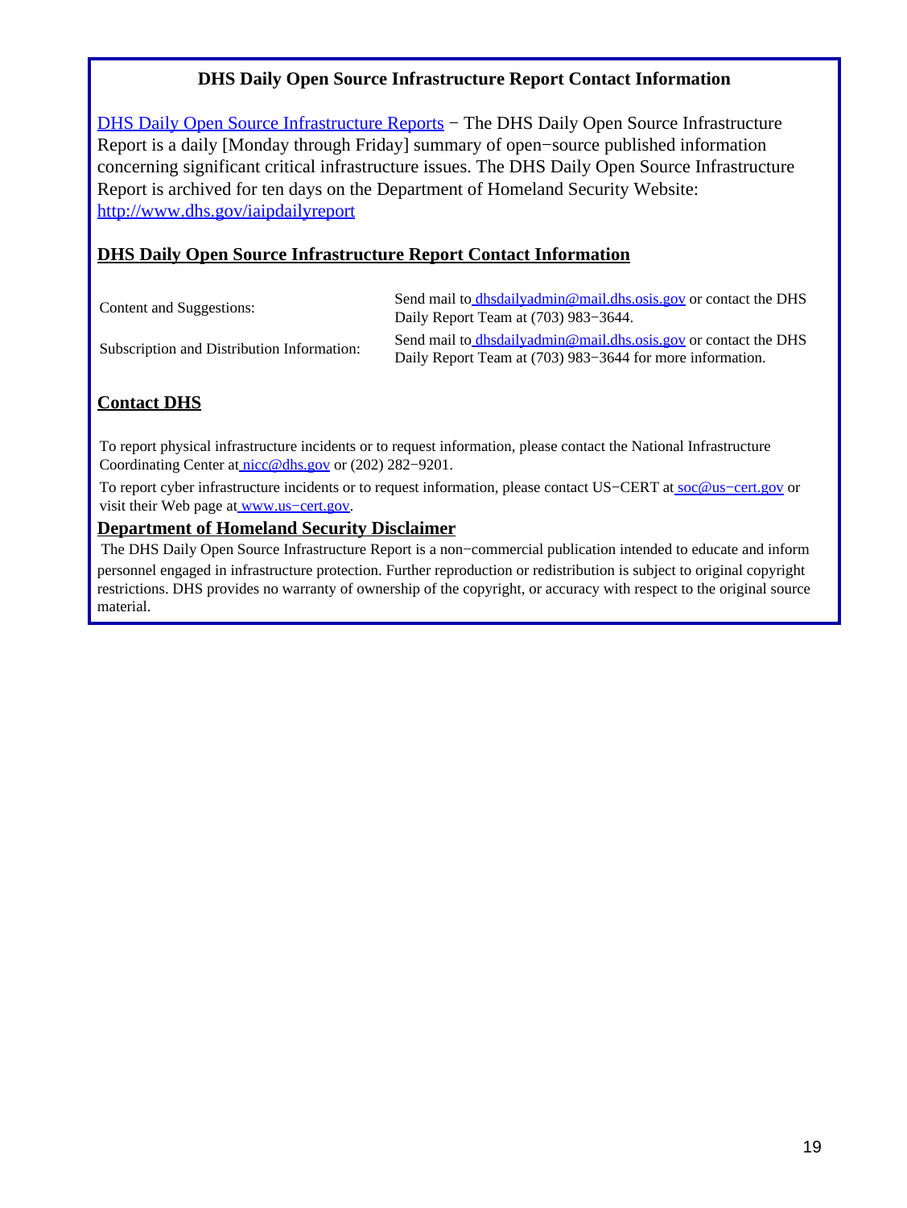## DHS Daily Open Source Infrastructure Report Contact Information

DHS Daily Open Source Infrastructure Reports − The DHS Daily Open Source Infrastructure Report is a daily [Monday through Friday] summary of open−source published information concerning significant critical infrastructure issues. The DHS Daily Open Source Infrastructure Report is archived for ten days on the Department of Homeland Security Website: http://www.dhs.gov/iaipdailyreport

### DHS Daily Open Source Infrastructure Report Contact Information

| | |
|---|---|
| Content and Suggestions: | Send mail to dhsdailyadmin@mail.dhs.osis.gov or contact the DHS Daily Report Team at (703) 983−3644. |
| Subscription and Distribution Information: | Send mail to dhsdailyadmin@mail.dhs.osis.gov or contact the DHS Daily Report Team at (703) 983−3644 for more information. |

### Contact DHS

To report physical infrastructure incidents or to request information, please contact the National Infrastructure Coordinating Center at nicc@dhs.gov or (202) 282−9201.

To report cyber infrastructure incidents or to request information, please contact US−CERT at soc@us−cert.gov or visit their Web page at www.us−cert.gov.

### Department of Homeland Security Disclaimer

The DHS Daily Open Source Infrastructure Report is a non−commercial publication intended to educate and inform personnel engaged in infrastructure protection. Further reproduction or redistribution is subject to original copyright restrictions. DHS provides no warranty of ownership of the copyright, or accuracy with respect to the original source material.